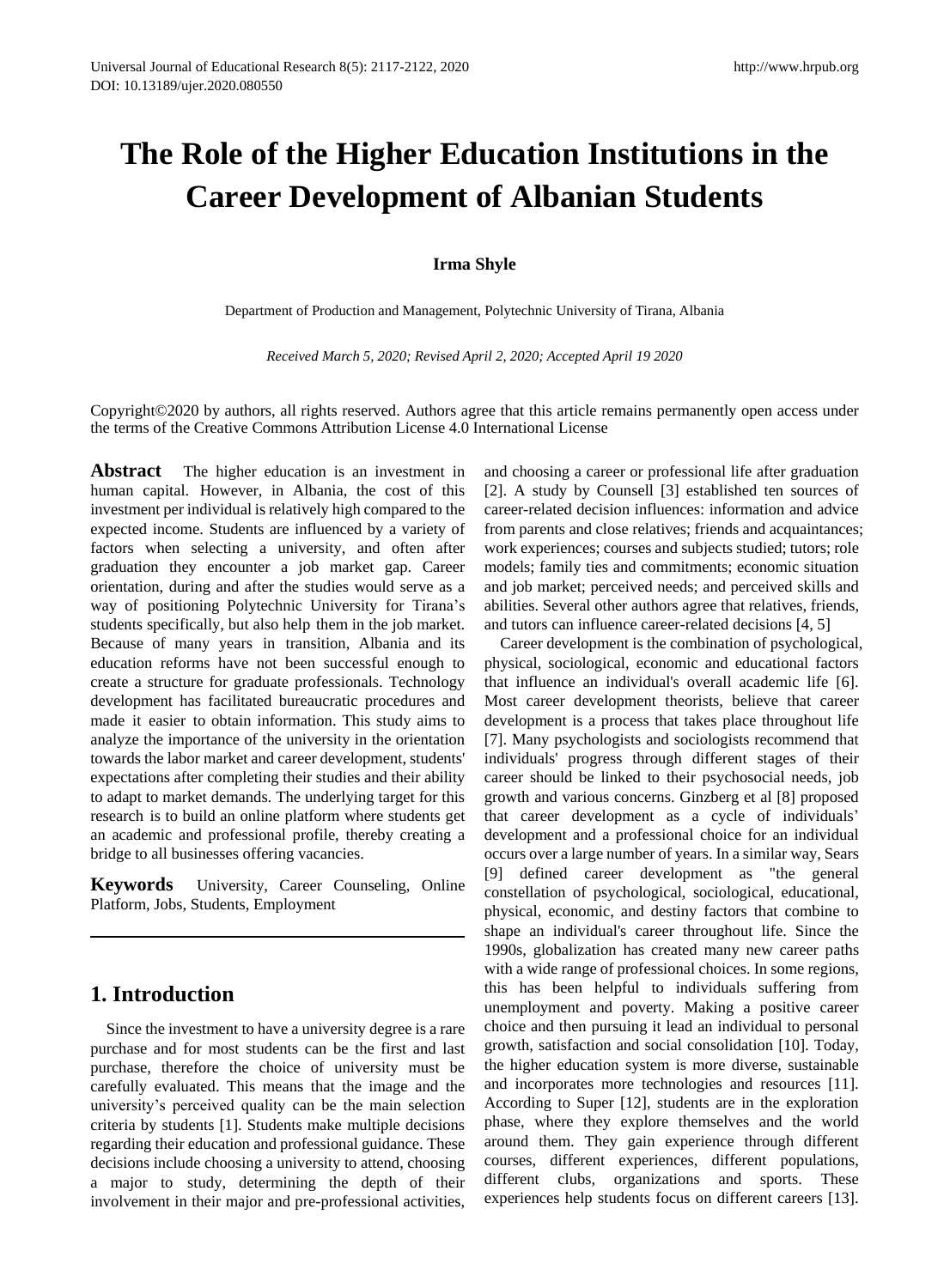# The Role of the Higher Education Institutions in the Career Development of Albanian Students

**Irma Shyle**

Department of Production and Management, Polytechnic University of Tirana, Albania

*Received March 5, 2020; Revised April 2, 2020; Accepted April 19 2020*

Copyright©2020 by authors, all rights reserved. Authors agree that this article remains permanently open access under the terms of the Creative Commons Attribution License 4.0 International License

**Abstract** The higher education is an investment in human capital. However, in Albania, the cost of this investment per individual is relatively high compared to the expected income. Students are influenced by a variety of factors when selecting a university, and often after graduation they encounter a job market gap. Career orientation, during and after the studies would serve as a way of positioning Polytechnic University for Tirana's students specifically, but also help them in the job market. Because of many years in transition, Albania and its education reforms have not been successful enough to create a structure for graduate professionals. Technology development has facilitated bureaucratic procedures and made it easier to obtain information. This study aims to analyze the importance of the university in the orientation towards the labor market and career development, students' expectations after completing their studies and their ability to adapt to market demands. The underlying target for this research is to build an online platform where students get an academic and professional profile, thereby creating a bridge to all businesses offering vacancies.

**Keywords** University, Career Counseling, Online Platform, Jobs, Students, Employment

## 1. Introduction

Since the investment to have a university degree is a rare purchase and for most students can be the first and last purchase, therefore the choice of university must be carefully evaluated. This means that the image and the university's perceived quality can be the main selection criteria by students [1]. Students make multiple decisions regarding their education and professional guidance. These decisions include choosing a university to attend, choosing a major to study, determining the depth of their involvement in their major and pre-professional activities, and choosing a career or professional life after graduation [2]. A study by Counsell [3] established ten sources of career-related decision influences: information and advice from parents and close relatives; friends and acquaintances; work experiences; courses and subjects studied; tutors; role models; family ties and commitments; economic situation and job market; perceived needs; and perceived skills and abilities. Several other authors agree that relatives, friends, and tutors can influence career-related decisions [4, 5]

Career development is the combination of psychological, physical, sociological, economic and educational factors that influence an individual's overall academic life [6]. Most career development theorists, believe that career development is a process that takes place throughout life [7]. Many psychologists and sociologists recommend that individuals' progress through different stages of their career should be linked to their psychosocial needs, job growth and various concerns. Ginzberg et al [8] proposed that career development as a cycle of individuals' development and a professional choice for an individual occurs over a large number of years. In a similar way, Sears [9] defined career development as "the general constellation of psychological, sociological, educational, physical, economic, and destiny factors that combine to shape an individual's career throughout life. Since the 1990s, globalization has created many new career paths with a wide range of professional choices. In some regions, this has been helpful to individuals suffering from unemployment and poverty. Making a positive career choice and then pursuing it lead an individual to personal growth, satisfaction and social consolidation [10]. Today, the higher education system is more diverse, sustainable and incorporates more technologies and resources [11]. According to Super [12], students are in the exploration phase, where they explore themselves and the world around them. They gain experience through different courses, different experiences, different populations, different clubs, organizations and sports. These experiences help students focus on different careers [13].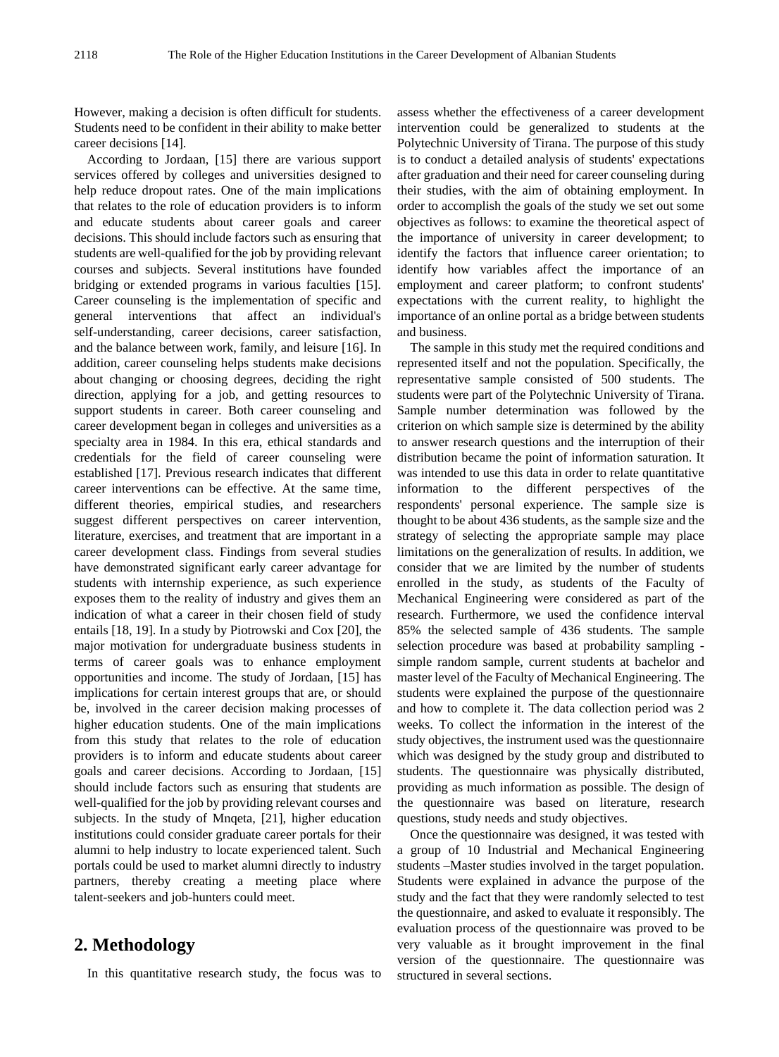However, making a decision is often difficult for students. Students need to be confident in their ability to make better career decisions [14].

According to Jordaan, [15] there are various support services offered by colleges and universities designed to help reduce dropout rates. One of the main implications that relates to the role of education providers is to inform and educate students about career goals and career decisions. This should include factors such as ensuring that students are well-qualified for the job by providing relevant courses and subjects. Several institutions have founded bridging or extended programs in various faculties [15]. Career counseling is the implementation of specific and general interventions that affect an individual's self-understanding, career decisions, career satisfaction, and the balance between work, family, and leisure [16]. In addition, career counseling helps students make decisions about changing or choosing degrees, deciding the right direction, applying for a job, and getting resources to support students in career. Both career counseling and career development began in colleges and universities as a specialty area in 1984. In this era, ethical standards and credentials for the field of career counseling were established [17]. Previous research indicates that different career interventions can be effective. At the same time, different theories, empirical studies, and researchers suggest different perspectives on career intervention, literature, exercises, and treatment that are important in a career development class. Findings from several studies have demonstrated significant early career advantage for students with internship experience, as such experience exposes them to the reality of industry and gives them an indication of what a career in their chosen field of study entails [18, 19]. In a study by Piotrowski and Cox [20], the major motivation for undergraduate business students in terms of career goals was to enhance employment opportunities and income. The study of Jordaan, [15] has implications for certain interest groups that are, or should be, involved in the career decision making processes of higher education students. One of the main implications from this study that relates to the role of education providers is to inform and educate students about career goals and career decisions. According to Jordaan, [15] should include factors such as ensuring that students are well-qualified for the job by providing relevant courses and subjects. In the study of Mnqeta, [21], higher education institutions could consider graduate career portals for their alumni to help industry to locate experienced talent. Such portals could be used to market alumni directly to industry partners, thereby creating a meeting place where talent-seekers and job-hunters could meet.

## 2. Methodology

In this quantitative research study, the focus was to assess whether the effectiveness of a career development intervention could be generalized to students at the Polytechnic University of Tirana. The purpose of this study is to conduct a detailed analysis of students' expectations after graduation and their need for career counseling during their studies, with the aim of obtaining employment. In order to accomplish the goals of the study we set out some objectives as follows: to examine the theoretical aspect of the importance of university in career development; to identify the factors that influence career orientation; to identify how variables affect the importance of an employment and career platform; to confront students' expectations with the current reality, to highlight the importance of an online portal as a bridge between students and business.

The sample in this study met the required conditions and represented itself and not the population. Specifically, the representative sample consisted of 500 students. The students were part of the Polytechnic University of Tirana. Sample number determination was followed by the criterion on which sample size is determined by the ability to answer research questions and the interruption of their distribution became the point of information saturation. It was intended to use this data in order to relate quantitative information to the different perspectives of the respondents' personal experience. The sample size is thought to be about 436 students, as the sample size and the strategy of selecting the appropriate sample may place limitations on the generalization of results. In addition, we consider that we are limited by the number of students enrolled in the study, as students of the Faculty of Mechanical Engineering were considered as part of the research. Furthermore, we used the confidence interval 85% the selected sample of 436 students. The sample selection procedure was based at probability sampling - simple random sample, current students at bachelor and master level of the Faculty of Mechanical Engineering. The students were explained the purpose of the questionnaire and how to complete it. The data collection period was 2 weeks. To collect the information in the interest of the study objectives, the instrument used was the questionnaire which was designed by the study group and distributed to students. The questionnaire was physically distributed, providing as much information as possible. The design of the questionnaire was based on literature, research questions, study needs and study objectives.

Once the questionnaire was designed, it was tested with a group of 10 Industrial and Mechanical Engineering students –Master studies involved in the target population. Students were explained in advance the purpose of the study and the fact that they were randomly selected to test the questionnaire, and asked to evaluate it responsibly. The evaluation process of the questionnaire was proved to be very valuable as it brought improvement in the final version of the questionnaire. The questionnaire was structured in several sections.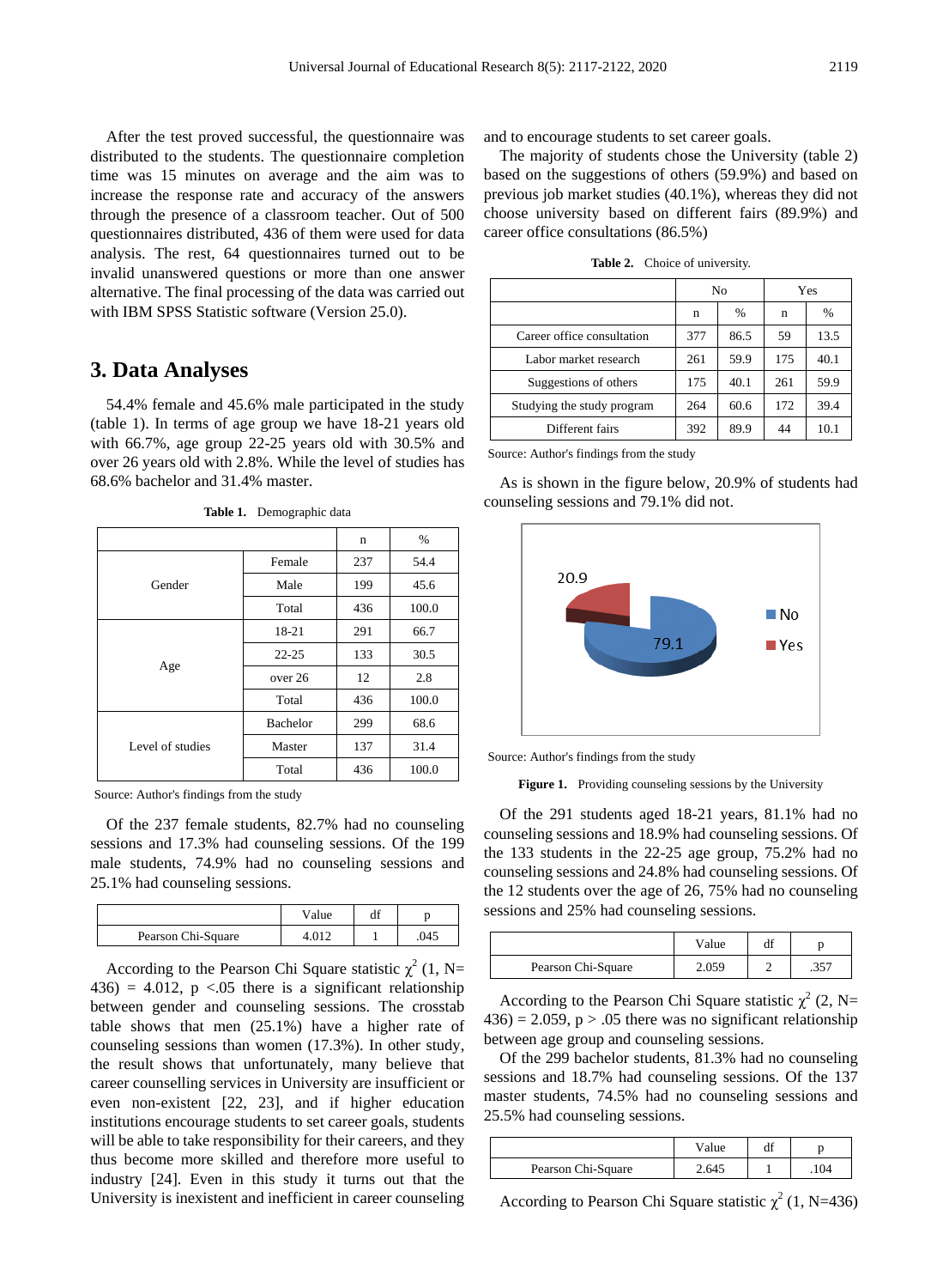After the test proved successful, the questionnaire was distributed to the students. The questionnaire completion time was 15 minutes on average and the aim was to increase the response rate and accuracy of the answers through the presence of a classroom teacher. Out of 500 questionnaires distributed, 436 of them were used for data analysis. The rest, 64 questionnaires turned out to be invalid unanswered questions or more than one answer alternative. The final processing of the data was carried out with IBM SPSS Statistic software (Version 25.0).

## 3. Data Analyses

54.4% female and 45.6% male participated in the study (table 1). In terms of age group we have 18-21 years old with 66.7%, age group 22-25 years old with 30.5% and over 26 years old with 2.8%. While the level of studies has 68.6% bachelor and 31.4% master.

**Table 1.** Demographic data

| | | n | % |
|---|---|---|---|
| Gender | Female | 237 | 54.4 |
| | Male | 199 | 45.6 |
| | Total | 436 | 100.0 |
| Age | 18-21 | 291 | 66.7 |
| | 22-25 | 133 | 30.5 |
| | over 26 | 12 | 2.8 |
| | Total | 436 | 100.0 |
| Level of studies | Bachelor | 299 | 68.6 |
| | Master | 137 | 31.4 |
| | Total | 436 | 100.0 |

Source: Author's findings from the study

Of the 237 female students, 82.7% had no counseling sessions and 17.3% had counseling sessions. Of the 199 male students, 74.9% had no counseling sessions and 25.1% had counseling sessions.

| | Value | df | p |
|---|---|---|---|
| Pearson Chi-Square | 4.012 | 1 | .045 |

According to the Pearson Chi Square statistic $\chi^2$ (1, N= 436) = 4.012, p <.05 there is a significant relationship between gender and counseling sessions. The crosstab table shows that men (25.1%) have a higher rate of counseling sessions than women (17.3%). In other study, the result shows that unfortunately, many believe that career counselling services in University are insufficient or even non-existent [22, 23], and if higher education institutions encourage students to set career goals, students will be able to take responsibility for their careers, and they thus become more skilled and therefore more useful to industry [24]. Even in this study it turns out that the University is inexistent and inefficient in career counseling and to encourage students to set career goals.

The majority of students chose the University (table 2) based on the suggestions of others (59.9%) and based on previous job market studies (40.1%), whereas they did not choose university based on different fairs (89.9%) and career office consultations (86.5%)

**Table 2.** Choice of university.

| | No | | Yes | |
|---|---|---|---|---|
| | n | % | n | % |
| Career office consultation | 377 | 86.5 | 59 | 13.5 |
| Labor market research | 261 | 59.9 | 175 | 40.1 |
| Suggestions of others | 175 | 40.1 | 261 | 59.9 |
| Studying the study program | 264 | 60.6 | 172 | 39.4 |
| Different fairs | 392 | 89.9 | 44 | 10.1 |

Source: Author's findings from the study

As is shown in the figure below, 20.9% of students had counseling sessions and 79.1% did not.

Source: Author's findings from the study

**Figure 1.** Providing counseling sessions by the University

Of the 291 students aged 18-21 years, 81.1% had no counseling sessions and 18.9% had counseling sessions. Of the 133 students in the 22-25 age group, 75.2% had no counseling sessions and 24.8% had counseling sessions. Of the 12 students over the age of 26, 75% had no counseling sessions and 25% had counseling sessions.

| | Value | df | p |
|---|---|---|---|
| Pearson Chi-Square | 2.059 | 2 | .357 |

According to the Pearson Chi Square statistic $\chi^2$ (2, N= 436) = 2.059, p > .05 there was no significant relationship between age group and counseling sessions.

Of the 299 bachelor students, 81.3% had no counseling sessions and 18.7% had counseling sessions. Of the 137 master students, 74.5% had no counseling sessions and 25.5% had counseling sessions.

| | Value | df | p |
|---|---|---|---|
| Pearson Chi-Square | 2.645 | 1 | .104 |

According to Pearson Chi Square statistic $\chi^2$ (1, N=436)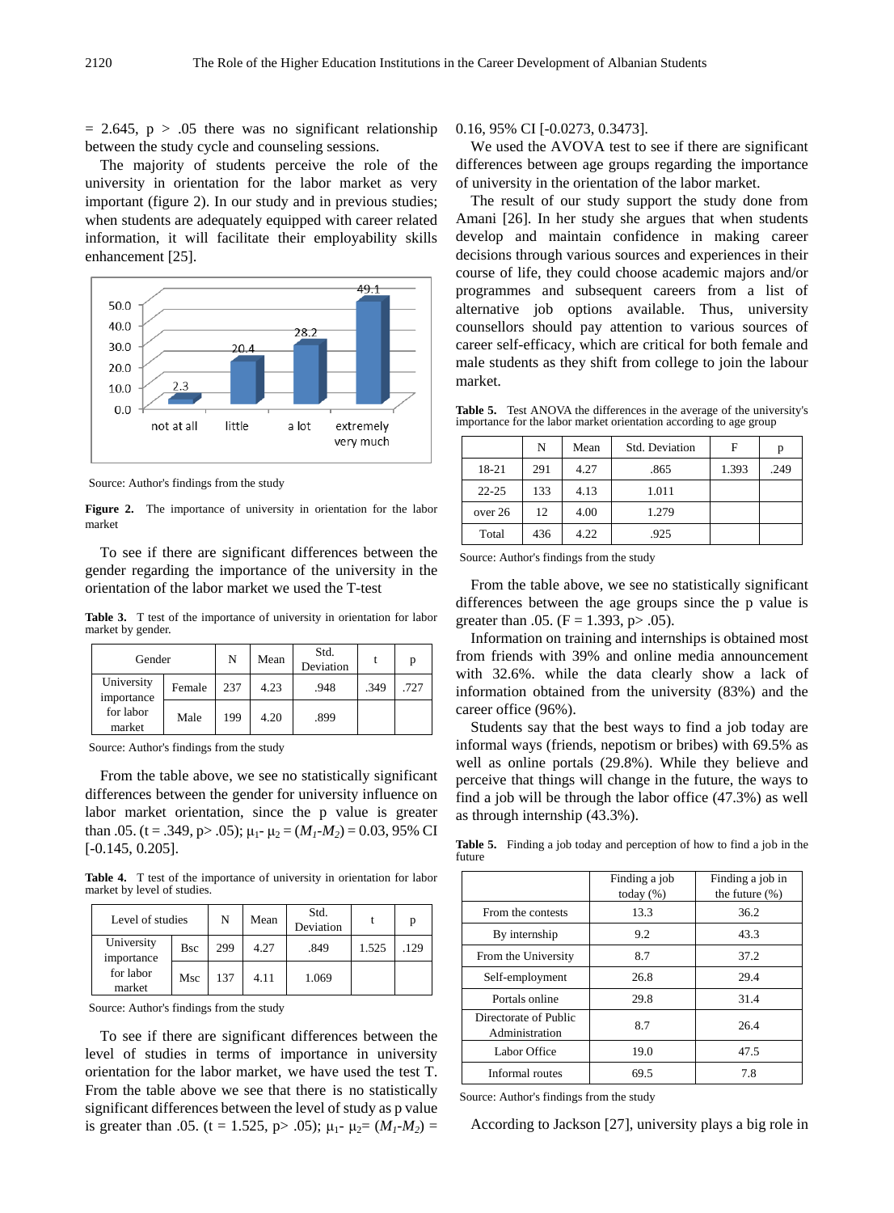= 2.645, p > .05 there was no significant relationship between the study cycle and counseling sessions.

The majority of students perceive the role of the university in orientation for the labor market as very important (figure 2). In our study and in previous studies; when students are adequately equipped with career related information, it will facilitate their employability skills enhancement [25].

Source: Author's findings from the study

**Figure 2.** The importance of university in orientation for the labor market

To see if there are significant differences between the gender regarding the importance of the university in the orientation of the labor market we used the T-test

**Table 3.** T test of the importance of university in orientation for labor market by gender.

| Gender | | N | Mean | Std. Deviation | t | p |
|---|---|---|---|---|---|---|
| University importance for labor market | Female | 237 | 4.23 | .948 | .349 | .727 |
| | Male | 199 | 4.20 | .899 | | |

Source: Author's findings from the study

From the table above, we see no statistically significant differences between the gender for university influence on labor market orientation, since the p value is greater than .05. ($t = .349$, $p > .05$); $\mu_1 - \mu_2 = (M_1 - M_2) = 0.03$, 95% CI [-0.145, 0.205].

**Table 4.** T test of the importance of university in orientation for labor market by level of studies.

| Level of studies | | N | Mean | Std. Deviation | t | p |
|---|---|---|---|---|---|---|
| University importance for labor market | Bsc | 299 | 4.27 | .849 | 1.525 | .129 |
| | Msc | 137 | 4.11 | 1.069 | | |

Source: Author's findings from the study

To see if there are significant differences between the level of studies in terms of importance in university orientation for the labor market, we have used the test T. From the table above we see that there is no statistically significant differences between the level of study as p value is greater than .05. ($t = 1.525$, $p > .05$); $\mu_1 - \mu_2 = (M_1 - M_2) = 0.16$, 95% CI [-0.0273, 0.3473].

We used the AVOVA test to see if there are significant differences between age groups regarding the importance of university in the orientation of the labor market.

The result of our study support the study done from Amani [26]. In her study she argues that when students develop and maintain confidence in making career decisions through various sources and experiences in their course of life, they could choose academic majors and/or programmes and subsequent careers from a list of alternative job options available. Thus, university counsellors should pay attention to various sources of career self-efficacy, which are critical for both female and male students as they shift from college to join the labour market.

**Table 5.** Test ANOVA the differences in the average of the university's importance for the labor market orientation according to age group

| | N | Mean | Std. Deviation | F | p |
|---|---|---|---|---|---|
| 18-21 | 291 | 4.27 | .865 | 1.393 | .249 |
| 22-25 | 133 | 4.13 | 1.011 | | |
| over 26 | 12 | 4.00 | 1.279 | | |
| Total | 436 | 4.22 | .925 | | |

Source: Author's findings from the study

From the table above, we see no statistically significant differences between the age groups since the p value is greater than .05. ($F = 1.393$, $p > .05$).

Information on training and internships is obtained most from friends with 39% and online media announcement with 32.6%. while the data clearly show a lack of information obtained from the university (83%) and the career office (96%).

Students say that the best ways to find a job today are informal ways (friends, nepotism or bribes) with 69.5% as well as online portals (29.8%). While they believe and perceive that things will change in the future, the ways to find a job will be through the labor office (47.3%) as well as through internship (43.3%).

**Table 5.** Finding a job today and perception of how to find a job in the future

| | Finding a job today (%) | Finding a job in the future (%) |
|---|---|---|
| From the contests | 13.3 | 36.2 |
| By internship | 9.2 | 43.3 |
| From the University | 8.7 | 37.2 |
| Self-employment | 26.8 | 29.4 |
| Portals online | 29.8 | 31.4 |
| Directorate of Public Administration | 8.7 | 26.4 |
| Labor Office | 19.0 | 47.5 |
| Informal routes | 69.5 | 7.8 |

Source: Author's findings from the study

According to Jackson [27], university plays a big role in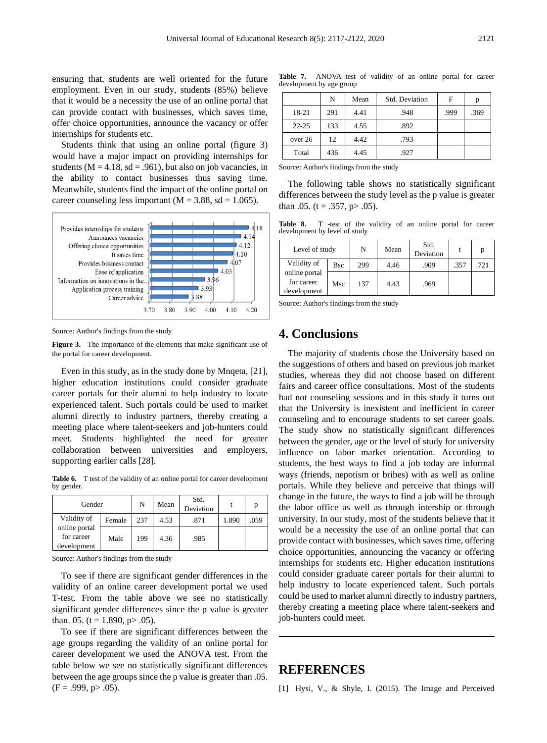ensuring that, students are well oriented for the future employment. Even in our study, students (85%) believe that it would be a necessity the use of an online portal that can provide contact with businesses, which saves time, offer choice opportunities, announce the vacancy or offer internships for students etc.

Students think that using an online portal (figure 3) would have a major impact on providing internships for students (M = 4.18, sd = .961), but also on job vacancies, in the ability to contact businesses thus saving time. Meanwhile, students find the impact of the online portal on career counseling less important (M = 3.88, sd = 1.065).

| Element | Value |
|---|---|
| Provides internships for students | 4.18 |
| Announces vacancies | 4.14 |
| Offering choice opportunities | 4.12 |
| It saves time | 4.10 |
| Provides business contact | 4.07 |
| Ease of application | 4.03 |
| Information on innovations in the... | 3.96 |
| Application process training | 3.93 |
| Career advice | 3.88 |

Source: Author's findings from the study

**Figure 3.** The importance of the elements that make significant use of the portal for career development.

Even in this study, as in the study done by Mnqeta, [21], higher education institutions could consider graduate career portals for their alumni to help industry to locate experienced talent. Such portals could be used to market alumni directly to industry partners, thereby creating a meeting place where talent-seekers and job-hunters could meet. Students highlighted the need for greater collaboration between universities and employers, supporting earlier calls [28].

**Table 6.** T test of the validity of an online portal for career development by gender.

| Gender | | N | Mean | Std. Deviation | t | p |
|---|---|---|---|---|---|---|
| Validity of online portal for career development | Female | 237 | 4.53 | .871 | 1.890 | .059 |
| | Male | 199 | 4.36 | .985 | | |

Source: Author's findings from the study

To see if there are significant gender differences in the validity of an online career development portal we used T-test. From the table above we see no statistically significant gender differences since the p value is greater than. 05. (t = 1.890, p> .05).

To see if there are significant differences between the age groups regarding the validity of an online portal for career development we used the ANOVA test. From the table below we see no statistically significant differences between the age groups since the p value is greater than .05. (F = .999, p> .05).

**Table 7.** ANOVA test of validity of an online portal for career development by age group

| | N | Mean | Std. Deviation | F | p |
|---|---|---|---|---|---|
| 18-21 | 291 | 4.41 | .948 | .999 | .369 |
| 22-25 | 133 | 4.55 | .892 | | |
| over 26 | 12 | 4.42 | .793 | | |
| Total | 436 | 4.45 | .927 | | |

Source: Author's findings from the study

The following table shows no statistically significant differences between the study level as the p value is greater than .05. (t = .357, p> .05).

**Table 8.** T -test of the validity of an online portal for career development by level of study

| Level of study | | N | Mean | Std. Deviation | t | p |
|---|---|---|---|---|---|---|
| Validity of online portal for career development | Bsc | 299 | 4.46 | .909 | .357 | .721 |
| | Msc | 137 | 4.43 | .969 | | |

Source: Author's findings from the study

## 4. Conclusions

The majority of students chose the University based on the suggestions of others and based on previous job market studies, whereas they did not choose based on different fairs and career office consultations. Most of the students had not counseling sessions and in this study it turns out that the University is inexistent and inefficient in career counseling and to encourage students to set career goals. The study show no statistically significant differences between the gender, age or the level of study for university influence on labor market orientation. According to students, the best ways to find a job today are informal ways (friends, nepotism or bribes) with as well as online portals. While they believe and perceive that things will change in the future, the ways to find a job will be through the labor office as well as through intership or through university. In our study, most of the students believe that it would be a necessity the use of an online portal that can provide contact with businesses, which saves time, offering choice opportunities, announcing the vacancy or offering internships for students etc. Higher education institutions could consider graduate career portals for their alumni to help industry to locate experienced talent. Such portals could be used to market alumni directly to industry partners, thereby creating a meeting place where talent-seekers and job-hunters could meet.

## REFERENCES

[1] Hysi, V., & Shyle, I. (2015). The Image and Perceived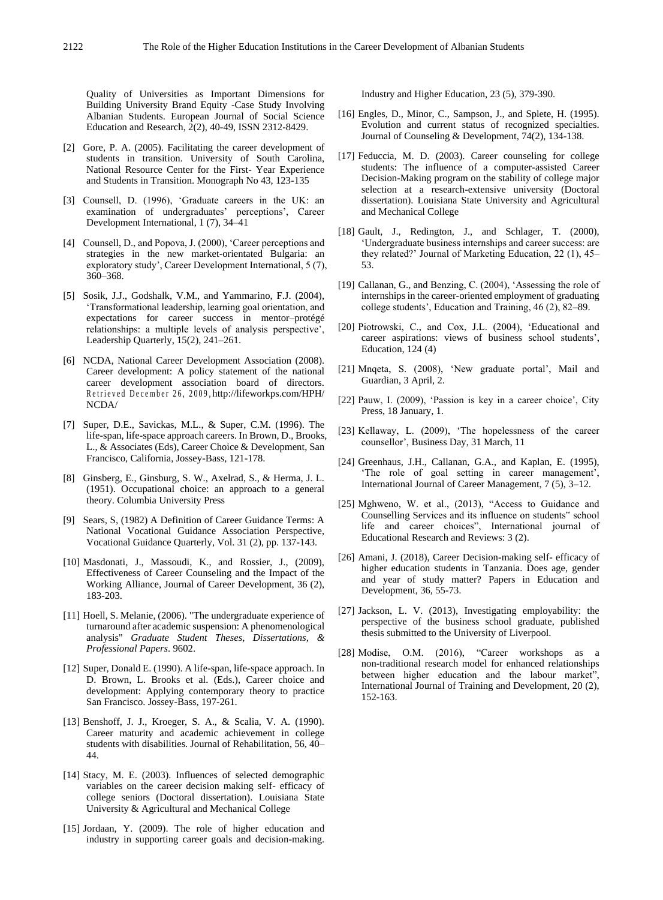Quality of Universities as Important Dimensions for Building University Brand Equity -Case Study Involving Albanian Students. European Journal of Social Science Education and Research, 2(2), 40-49, ISSN 2312-8429.

[2] Gore, P. A. (2005). Facilitating the career development of students in transition. University of South Carolina, National Resource Center for the First- Year Experience and Students in Transition. Monograph No 43, 123-135

[3] Counsell, D. (1996), 'Graduate careers in the UK: an examination of undergraduates' perceptions', Career Development International, 1 (7), 34–41

[4] Counsell, D., and Popova, J. (2000), 'Career perceptions and strategies in the new market-orientated Bulgaria: an exploratory study', Career Development International, 5 (7), 360–368.

[5] Sosik, J.J., Godshalk, V.M., and Yammarino, F.J. (2004), 'Transformational leadership, learning goal orientation, and expectations for career success in mentor–protégé relationships: a multiple levels of analysis perspective', Leadership Quarterly, 15(2), 241–261.

[6] NCDA, National Career Development Association (2008). Career development: A policy statement of the national career development association board of directors. Retrieved December 26, 2009, http://lifeworkps.com/HPH/NCDA/

[7] Super, D.E., Savickas, M.L., & Super, C.M. (1996). The life-span, life-space approach careers. In Brown, D., Brooks, L., & Associates (Eds), Career Choice & Development, San Francisco, California, Jossey-Bass, 121-178.

[8] Ginsberg, E., Ginsburg, S. W., Axelrad, S., & Herma, J. L. (1951). Occupational choice: an approach to a general theory. Columbia University Press

[9] Sears, S, (1982) A Definition of Career Guidance Terms: A National Vocational Guidance Association Perspective, Vocational Guidance Quarterly, Vol. 31 (2), pp. 137-143.

[10] Masdonati, J., Massoudi, K., and Rossier, J., (2009), Effectiveness of Career Counseling and the Impact of the Working Alliance, Journal of Career Development, 36 (2), 183-203.

[11] Hoell, S. Melanie, (2006). "The undergraduate experience of turnaround after academic suspension: A phenomenological analysis" *Graduate Student Theses, Dissertations, & Professional Papers*. 9602.

[12] Super, Donald E. (1990). A life-span, life-space approach. In D. Brown, L. Brooks et al. (Eds.), Career choice and development: Applying contemporary theory to practice San Francisco. Jossey-Bass, 197-261.

[13] Benshoff, J. J., Kroeger, S. A., & Scalia, V. A. (1990). Career maturity and academic achievement in college students with disabilities. Journal of Rehabilitation, 56, 40–44.

[14] Stacy, M. E. (2003). Influences of selected demographic variables on the career decision making self- efficacy of college seniors (Doctoral dissertation). Louisiana State University & Agricultural and Mechanical College

[15] Jordaan, Y. (2009). The role of higher education and industry in supporting career goals and decision-making. Industry and Higher Education, 23 (5), 379-390.

[16] Engles, D., Minor, C., Sampson, J., and Splete, H. (1995). Evolution and current status of recognized specialties. Journal of Counseling & Development, 74(2), 134-138.

[17] Feduccia, M. D. (2003). Career counseling for college students: The influence of a computer-assisted Career Decision-Making program on the stability of college major selection at a research-extensive university (Doctoral dissertation). Louisiana State University and Agricultural and Mechanical College

[18] Gault, J., Redington, J., and Schlager, T. (2000), 'Undergraduate business internships and career success: are they related?' Journal of Marketing Education, 22 (1), 45–53.

[19] Callanan, G., and Benzing, C. (2004), 'Assessing the role of internships in the career-oriented employment of graduating college students', Education and Training, 46 (2), 82–89.

[20] Piotrowski, C., and Cox, J.L. (2004), 'Educational and career aspirations: views of business school students', Education, 124 (4)

[21] Mnqeta, S. (2008), 'New graduate portal', Mail and Guardian, 3 April, 2.

[22] Pauw, I. (2009), 'Passion is key in a career choice', City Press, 18 January, 1.

[23] Kellaway, L. (2009), 'The hopelessness of the career counsellor', Business Day, 31 March, 11

[24] Greenhaus, J.H., Callanan, G.A., and Kaplan, E. (1995), 'The role of goal setting in career management', International Journal of Career Management, 7 (5), 3–12.

[25] Mghweno, W. et al., (2013), "Access to Guidance and Counselling Services and its influence on students" school life and career choices", International journal of Educational Research and Reviews: 3 (2).

[26] Amani, J. (2018), Career Decision-making self- efficacy of higher education students in Tanzania. Does age, gender and year of study matter? Papers in Education and Development, 36, 55-73.

[27] Jackson, L. V. (2013), Investigating employability: the perspective of the business school graduate, published thesis submitted to the University of Liverpool.

[28] Modise, O.M. (2016), "Career workshops as a non-traditional research model for enhanced relationships between higher education and the labour market", International Journal of Training and Development, 20 (2), 152-163.